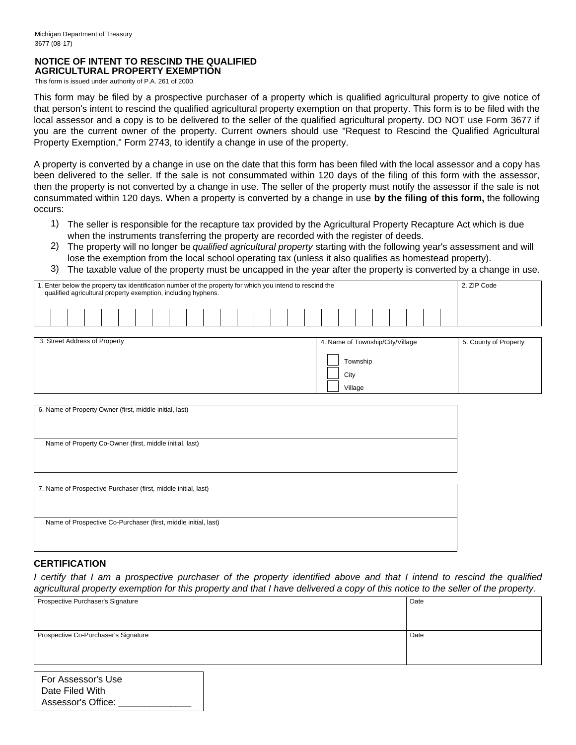Michigan Department of Treasury
3677 (08-17)

# NOTICE OF INTENT TO RESCIND THE QUALIFIED AGRICULTURAL PROPERTY EXEMPTION

This form is issued under authority of P.A. 261 of 2000.

This form may be filed by a prospective purchaser of a property which is qualified agricultural property to give notice of that person's intent to rescind the qualified agricultural property exemption on that property. This form is to be filed with the local assessor and a copy is to be delivered to the seller of the qualified agricultural property. DO NOT use Form 3677 if you are the current owner of the property. Current owners should use "Request to Rescind the Qualified Agricultural Property Exemption," Form 2743, to identify a change in use of the property.

A property is converted by a change in use on the date that this form has been filed with the local assessor and a copy has been delivered to the seller. If the sale is not consummated within 120 days of the filing of this form with the assessor, then the property is not converted by a change in use. The seller of the property must notify the assessor if the sale is not consummated within 120 days. When a property is converted by a change in use **by the filing of this form,** the following occurs:

1) The seller is responsible for the recapture tax provided by the Agricultural Property Recapture Act which is due when the instruments transferring the property are recorded with the register of deeds.
2) The property will no longer be *qualified agricultural property* starting with the following year's assessment and will lose the exemption from the local school operating tax (unless it also qualifies as homestead property).
3) The taxable value of the property must be uncapped in the year after the property is converted by a change in use.

| 1. Enter below the property tax identification number of the property for which you intend to rescind the qualified agricultural property exemption, including hyphens. | 2. ZIP Code |
|---|---|
| | |

| 3. Street Address of Property | 4. Name of Township/City/Village | 5. County of Property |
|---|---|---|
| | ☐ Township<br>☐ City<br>☐ Village | |

| 6. Name of Property Owner (first, middle initial, last) |
|---|
| |
| Name of Property Co-Owner (first, middle initial, last) |
| |

| 7. Name of Prospective Purchaser (first, middle initial, last) |
|---|
| |
| Name of Prospective Co-Purchaser (first, middle initial, last) |
| |

## CERTIFICATION

*I certify that I am a prospective purchaser of the property identified above and that I intend to rescind the qualified agricultural property exemption for this property and that I have delivered a copy of this notice to the seller of the property.*

| Prospective Purchaser's Signature | Date |
|---|---|
| | |
| Prospective Co-Purchaser's Signature | Date |
| | |

For Assessor's Use
Date Filed With
Assessor's Office: ______________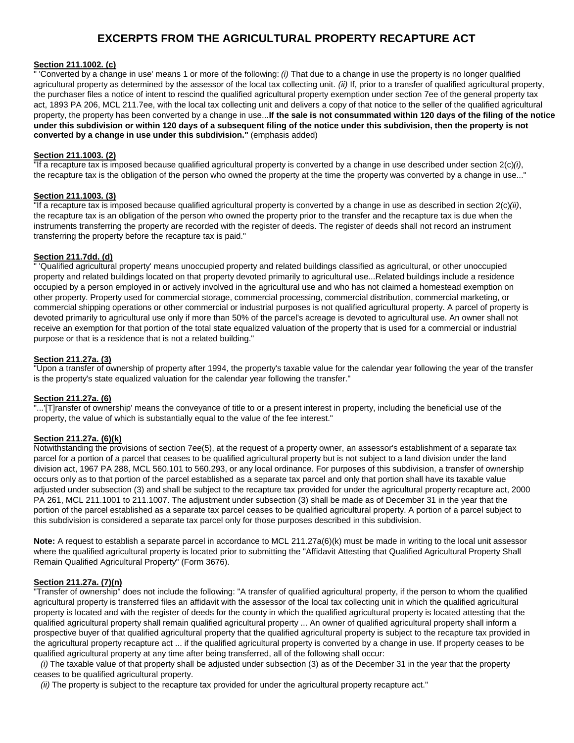# EXCERPTS FROM THE AGRICULTURAL PROPERTY RECAPTURE ACT

**Section 211.1002. (c)**

" 'Converted by a change in use' means 1 or more of the following: *(i)* That due to a change in use the property is no longer qualified agricultural property as determined by the assessor of the local tax collecting unit. *(ii)* If, prior to a transfer of qualified agricultural property, the purchaser files a notice of intent to rescind the qualified agricultural property exemption under section 7ee of the general property tax act, 1893 PA 206, MCL 211.7ee, with the local tax collecting unit and delivers a copy of that notice to the seller of the qualified agricultural property, the property has been converted by a change in use...**If the sale is not consummated within 120 days of the filing of the notice under this subdivision or within 120 days of a subsequent filing of the notice under this subdivision, then the property is not converted by a change in use under this subdivision."** (emphasis added)

**Section 211.1003. (2)**

"If a recapture tax is imposed because qualified agricultural property is converted by a change in use described under section 2(c)*(i)*, the recapture tax is the obligation of the person who owned the property at the time the property was converted by a change in use..."

**Section 211.1003. (3)**

"If a recapture tax is imposed because qualified agricultural property is converted by a change in use as described in section 2(c)*(ii)*, the recapture tax is an obligation of the person who owned the property prior to the transfer and the recapture tax is due when the instruments transferring the property are recorded with the register of deeds. The register of deeds shall not record an instrument transferring the property before the recapture tax is paid."

**Section 211.7dd. (d)**

" 'Qualified agricultural property' means unoccupied property and related buildings classified as agricultural, or other unoccupied property and related buildings located on that property devoted primarily to agricultural use...Related buildings include a residence occupied by a person employed in or actively involved in the agricultural use and who has not claimed a homestead exemption on other property. Property used for commercial storage, commercial processing, commercial distribution, commercial marketing, or commercial shipping operations or other commercial or industrial purposes is not qualified agricultural property. A parcel of property is devoted primarily to agricultural use only if more than 50% of the parcel's acreage is devoted to agricultural use. An owner shall not receive an exemption for that portion of the total state equalized valuation of the property that is used for a commercial or industrial purpose or that is a residence that is not a related building."

**Section 211.27a. (3)**

"Upon a transfer of ownership of property after 1994, the property's taxable value for the calendar year following the year of the transfer is the property's state equalized valuation for the calendar year following the transfer."

**Section 211.27a. (6)**

"...'[T]ransfer of ownership' means the conveyance of title to or a present interest in property, including the beneficial use of the property, the value of which is substantially equal to the value of the fee interest."

**Section 211.27a. (6)(k)**

Notwithstanding the provisions of section 7ee(5), at the request of a property owner, an assessor's establishment of a separate tax parcel for a portion of a parcel that ceases to be qualified agricultural property but is not subject to a land division under the land division act, 1967 PA 288, MCL 560.101 to 560.293, or any local ordinance. For purposes of this subdivision, a transfer of ownership occurs only as to that portion of the parcel established as a separate tax parcel and only that portion shall have its taxable value adjusted under subsection (3) and shall be subject to the recapture tax provided for under the agricultural property recapture act, 2000 PA 261, MCL 211.1001 to 211.1007. The adjustment under subsection (3) shall be made as of December 31 in the year that the portion of the parcel established as a separate tax parcel ceases to be qualified agricultural property. A portion of a parcel subject to this subdivision is considered a separate tax parcel only for those purposes described in this subdivision.

**Note:** A request to establish a separate parcel in accordance to MCL 211.27a(6)(k) must be made in writing to the local unit assessor where the qualified agricultural property is located prior to submitting the "Affidavit Attesting that Qualified Agricultural Property Shall Remain Qualified Agricultural Property" (Form 3676).

**Section 211.27a. (7)(n)**

"Transfer of ownership" does not include the following: "A transfer of qualified agricultural property, if the person to whom the qualified agricultural property is transferred files an affidavit with the assessor of the local tax collecting unit in which the qualified agricultural property is located and with the register of deeds for the county in which the qualified agricultural property is located attesting that the qualified agricultural property shall remain qualified agricultural property ... An owner of qualified agricultural property shall inform a prospective buyer of that qualified agricultural property that the qualified agricultural property is subject to the recapture tax provided in the agricultural property recapture act ... if the qualified agricultural property is converted by a change in use. If property ceases to be qualified agricultural property at any time after being transferred, all of the following shall occur:

*(i)* The taxable value of that property shall be adjusted under subsection (3) as of the December 31 in the year that the property ceases to be qualified agricultural property.

*(ii)* The property is subject to the recapture tax provided for under the agricultural property recapture act."